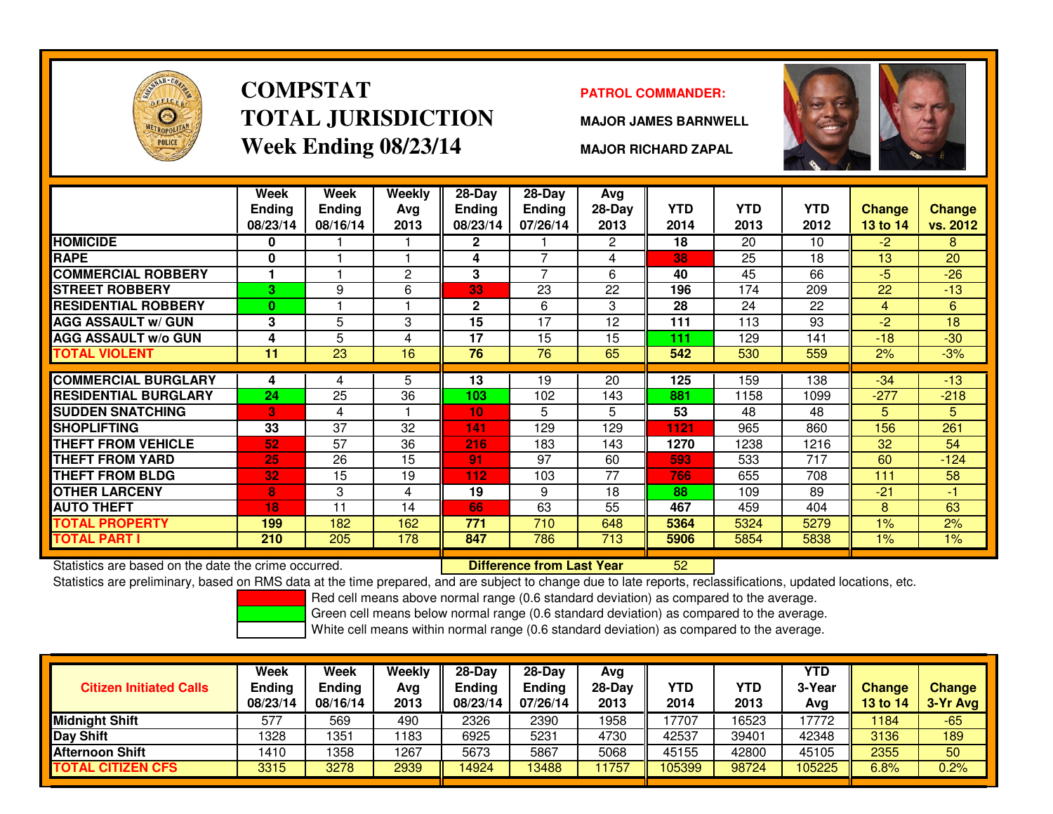# COMPSTAT
# TOTAL JURISDICTION
# Week Ending 08/23/14

**PATROL COMMANDER:**

**MAJOR JAMES BARNWELL**

**MAJOR RICHARD ZAPAL**

| | Week Ending 08/23/14 | Week Ending 08/16/14 | Weekly Avg 2013 | 28-Day Ending 08/23/14 | 28-Day Ending 07/26/14 | Avg 28-Day 2013 | YTD 2014 | YTD 2013 | YTD 2012 | Change 13 to 14 | Change vs. 2012 |
|---|---|---|---|---|---|---|---|---|---|---|---|
| HOMICIDE | 0 | 1 | 1 | 2 | 1 | 2 | 18 | 20 | 10 | -2 | 8 |
| RAPE | 0 | 1 | 1 | 4 | 7 | 4 | 38 | 25 | 18 | 13 | 20 |
| COMMERCIAL ROBBERY | 1 | 1 | 2 | 3 | 7 | 6 | 40 | 45 | 66 | -5 | -26 |
| STREET ROBBERY | 3 | 9 | 6 | 33 | 23 | 22 | 196 | 174 | 209 | 22 | -13 |
| RESIDENTIAL ROBBERY | 0 | 1 | 1 | 2 | 6 | 3 | 28 | 24 | 22 | 4 | 6 |
| AGG ASSAULT w/ GUN | 3 | 5 | 3 | 15 | 17 | 12 | 111 | 113 | 93 | -2 | 18 |
| AGG ASSAULT w/o GUN | 4 | 5 | 4 | 17 | 15 | 15 | 111 | 129 | 141 | -18 | -30 |
| TOTAL VIOLENT | 11 | 23 | 16 | 76 | 76 | 65 | 542 | 530 | 559 | 2% | -3% |
| COMMERCIAL BURGLARY | 4 | 4 | 5 | 13 | 19 | 20 | 125 | 159 | 138 | -34 | -13 |
| RESIDENTIAL BURGLARY | 24 | 25 | 36 | 103 | 102 | 143 | 881 | 1158 | 1099 | -277 | -218 |
| SUDDEN SNATCHING | 3 | 4 | 1 | 10 | 5 | 5 | 53 | 48 | 48 | 5 | 5 |
| SHOPLIFTING | 33 | 37 | 32 | 141 | 129 | 129 | 1121 | 965 | 860 | 156 | 261 |
| THEFT FROM VEHICLE | 52 | 57 | 36 | 216 | 183 | 143 | 1270 | 1238 | 1216 | 32 | 54 |
| THEFT FROM YARD | 25 | 26 | 15 | 91 | 97 | 60 | 593 | 533 | 717 | 60 | -124 |
| THEFT FROM BLDG | 32 | 15 | 19 | 112 | 103 | 77 | 766 | 655 | 708 | 111 | 58 |
| OTHER LARCENY | 8 | 3 | 4 | 19 | 9 | 18 | 88 | 109 | 89 | -21 | -1 |
| AUTO THEFT | 18 | 11 | 14 | 66 | 63 | 55 | 467 | 459 | 404 | 8 | 63 |
| TOTAL PROPERTY | 199 | 182 | 162 | 771 | 710 | 648 | 5364 | 5324 | 5279 | 1% | 2% |
| TOTAL PART I | 210 | 205 | 178 | 847 | 786 | 713 | 5906 | 5854 | 5838 | 1% | 1% |

Statistics are based on the date the crime occurred. **Difference from Last Year** 52

Statistics are preliminary, based on RMS data at the time prepared, and are subject to change due to late reports, reclassifications, updated locations, etc.

Red cell means above normal range (0.6 standard deviation) as compared to the average.

Green cell means below normal range (0.6 standard deviation) as compared to the average.

White cell means within normal range (0.6 standard deviation) as compared to the average.

| Citizen Initiated Calls | Week Ending 08/23/14 | Week Ending 08/16/14 | Weekly Avg 2013 | 28-Day Ending 08/23/14 | 28-Day Ending 07/26/14 | Avg 28-Day 2013 | YTD 2014 | YTD 2013 | YTD 3-Year Avg | Change 13 to 14 | Change 3-Yr Avg |
|---|---|---|---|---|---|---|---|---|---|---|---|
| Midnight Shift | 577 | 569 | 490 | 2326 | 2390 | 1958 | 17707 | 16523 | 17772 | 1184 | -65 |
| Day Shift | 1328 | 1351 | 1183 | 6925 | 5231 | 4730 | 42537 | 39401 | 42348 | 3136 | 189 |
| Afternoon Shift | 1410 | 1358 | 1267 | 5673 | 5867 | 5068 | 45155 | 42800 | 45105 | 2355 | 50 |
| TOTAL CITIZEN CFS | 3315 | 3278 | 2939 | 14924 | 13488 | 11757 | 105399 | 98724 | 105225 | 6.8% | 0.2% |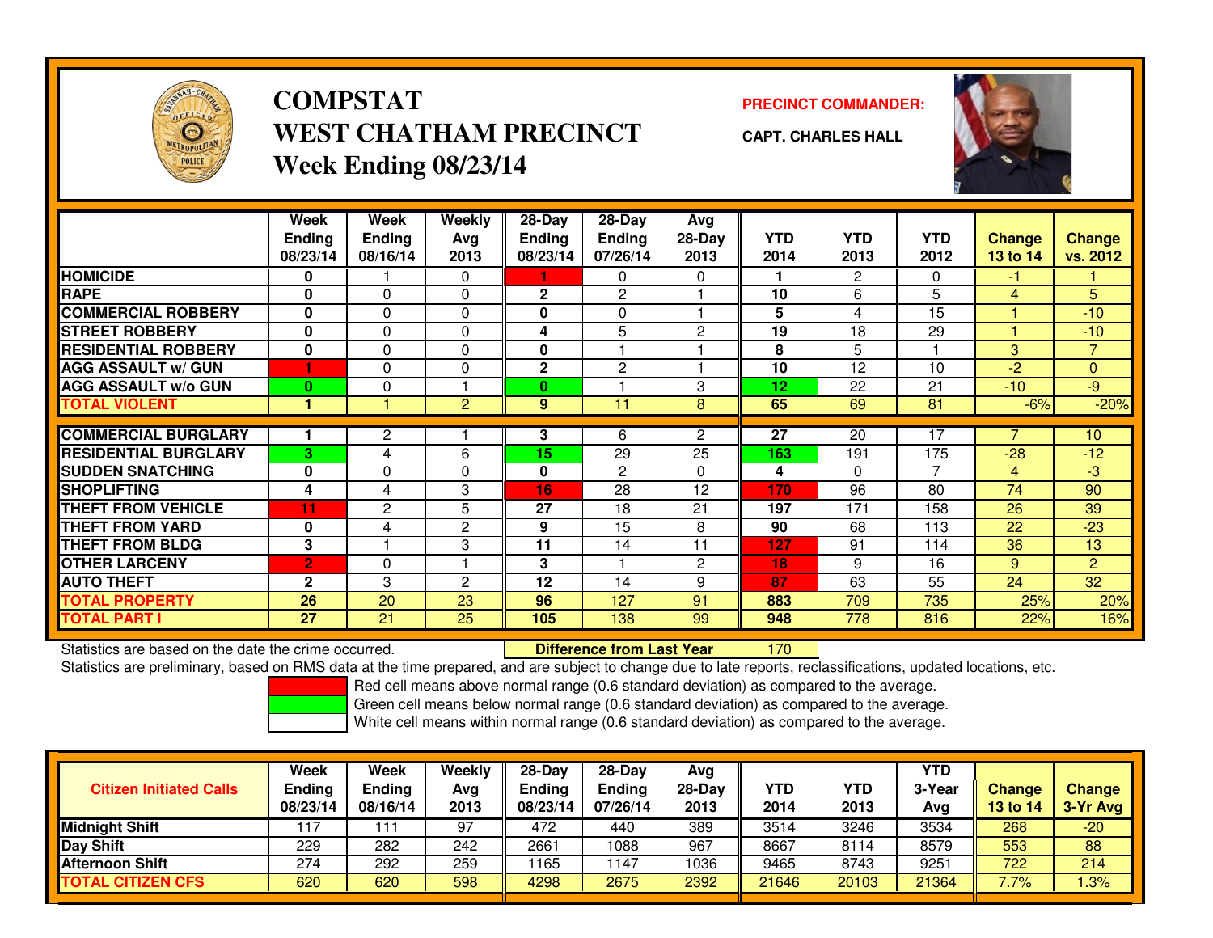# COMPSTAT
# WEST CHATHAM PRECINCT
# Week Ending 08/23/14

**PRECINCT COMMANDER:**

**CAPT. CHARLES HALL**

| | Week Ending 08/23/14 | Week Ending 08/16/14 | Weekly Avg 2013 | 28-Day Ending 08/23/14 | 28-Day Ending 07/26/14 | Avg 28-Day 2013 | YTD 2014 | YTD 2013 | YTD 2012 | Change 13 to 14 | Change vs. 2012 |
|---|---|---|---|---|---|---|---|---|---|---|---|
| HOMICIDE | 0 | 1 | 0 | 1 | 0 | 0 | 1 | 2 | 0 | -1 | 1 |
| RAPE | 0 | 0 | 0 | 2 | 2 | 1 | 10 | 6 | 5 | 4 | 5 |
| COMMERCIAL ROBBERY | 0 | 0 | 0 | 0 | 0 | 1 | 5 | 4 | 15 | 1 | -10 |
| STREET ROBBERY | 0 | 0 | 0 | 4 | 5 | 2 | 19 | 18 | 29 | 1 | -10 |
| RESIDENTIAL ROBBERY | 0 | 0 | 0 | 0 | 1 | 1 | 8 | 5 | 1 | 3 | 7 |
| AGG ASSAULT w/ GUN | 1 | 0 | 0 | 2 | 2 | 1 | 10 | 12 | 10 | -2 | 0 |
| AGG ASSAULT w/o GUN | 0 | 0 | 1 | 0 | 1 | 3 | 12 | 22 | 21 | -10 | -9 |
| TOTAL VIOLENT | 1 | 1 | 2 | 9 | 11 | 8 | 65 | 69 | 81 | -6% | -20% |
| COMMERCIAL BURGLARY | 1 | 2 | 1 | 3 | 6 | 2 | 27 | 20 | 17 | 7 | 10 |
| RESIDENTIAL BURGLARY | 3 | 4 | 6 | 15 | 29 | 25 | 163 | 191 | 175 | -28 | -12 |
| SUDDEN SNATCHING | 0 | 0 | 0 | 0 | 2 | 0 | 4 | 0 | 7 | 4 | -3 |
| SHOPLIFTING | 4 | 4 | 3 | 16 | 28 | 12 | 170 | 96 | 80 | 74 | 90 |
| THEFT FROM VEHICLE | 11 | 2 | 5 | 27 | 18 | 21 | 197 | 171 | 158 | 26 | 39 |
| THEFT FROM YARD | 0 | 4 | 2 | 9 | 15 | 8 | 90 | 68 | 113 | 22 | -23 |
| THEFT FROM BLDG | 3 | 1 | 3 | 11 | 14 | 11 | 127 | 91 | 114 | 36 | 13 |
| OTHER LARCENY | 2 | 0 | 1 | 3 | 1 | 2 | 18 | 9 | 16 | 9 | 2 |
| AUTO THEFT | 2 | 3 | 2 | 12 | 14 | 9 | 87 | 63 | 55 | 24 | 32 |
| TOTAL PROPERTY | 26 | 20 | 23 | 96 | 127 | 91 | 883 | 709 | 735 | 25% | 20% |
| TOTAL PART I | 27 | 21 | 25 | 105 | 138 | 99 | 948 | 778 | 816 | 22% | 16% |

Statistics are based on the date the crime occurred. **Difference from Last Year** 170

Statistics are preliminary, based on RMS data at the time prepared, and are subject to change due to late reports, reclassifications, updated locations, etc.

Red cell means above normal range (0.6 standard deviation) as compared to the average.
Green cell means below normal range (0.6 standard deviation) as compared to the average.
White cell means within normal range (0.6 standard deviation) as compared to the average.

| Citizen Initiated Calls | Week Ending 08/23/14 | Week Ending 08/16/14 | Weekly Avg 2013 | 28-Day Ending 08/23/14 | 28-Day Ending 07/26/14 | Avg 28-Day 2013 | YTD 2014 | YTD 2013 | YTD 3-Year Avg | Change 13 to 14 | Change 3-Yr Avg |
|---|---|---|---|---|---|---|---|---|---|---|---|
| Midnight Shift | 117 | 111 | 97 | 472 | 440 | 389 | 3514 | 3246 | 3534 | 268 | -20 |
| Day Shift | 229 | 282 | 242 | 2661 | 1088 | 967 | 8667 | 8114 | 8579 | 553 | 88 |
| Afternoon Shift | 274 | 292 | 259 | 1165 | 1147 | 1036 | 9465 | 8743 | 9251 | 722 | 214 |
| TOTAL CITIZEN CFS | 620 | 620 | 598 | 4298 | 2675 | 2392 | 21646 | 20103 | 21364 | 7.7% | 1.3% |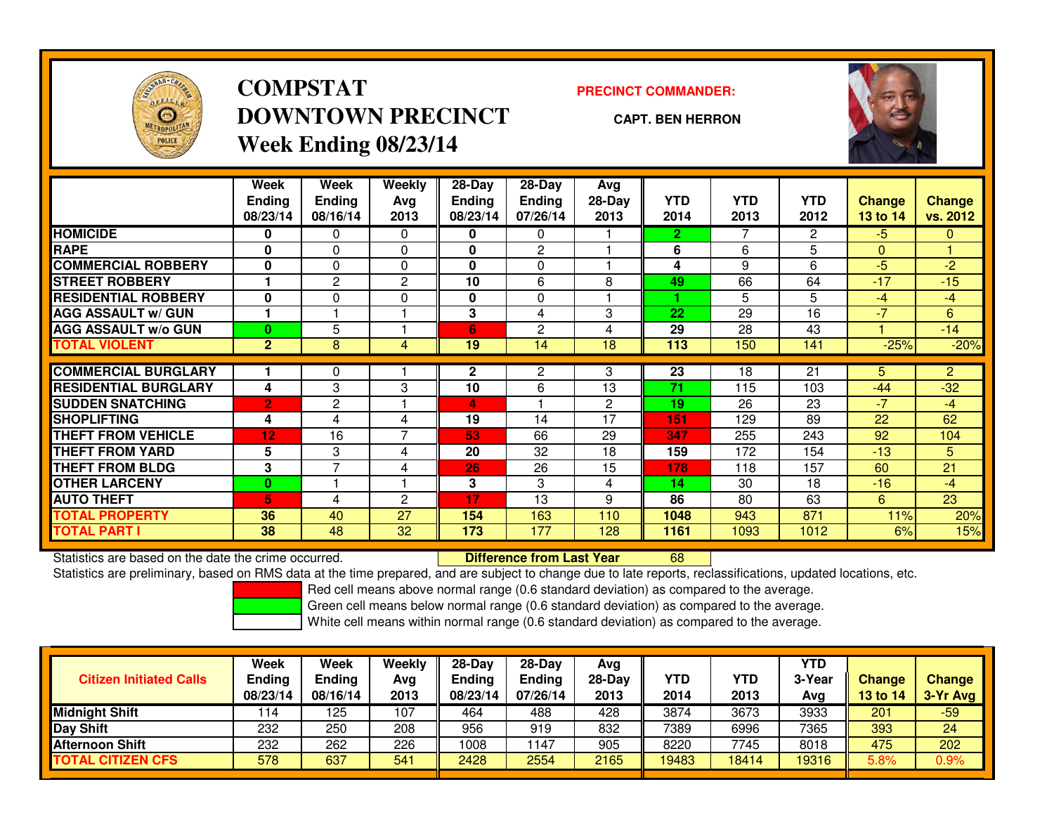# COMPSTAT
# DOWNTOWN PRECINCT
## Week Ending 08/23/14

**PRECINCT COMMANDER:**

**CAPT. BEN HERRON**

| | Week Ending 08/23/14 | Week Ending 08/16/14 | Weekly Avg 2013 | 28-Day Ending 08/23/14 | 28-Day Ending 07/26/14 | Avg 28-Day 2013 | YTD 2014 | YTD 2013 | YTD 2012 | Change 13 to 14 | Change vs. 2012 |
|---|---|---|---|---|---|---|---|---|---|---|---|
| HOMICIDE | 0 | 0 | 0 | 0 | 0 | 1 | 2 | 7 | 2 | -5 | 0 |
| RAPE | 0 | 0 | 0 | 0 | 2 | 1 | 6 | 6 | 5 | 0 | 1 |
| COMMERCIAL ROBBERY | 0 | 0 | 0 | 0 | 0 | 1 | 4 | 9 | 6 | -5 | -2 |
| STREET ROBBERY | 1 | 2 | 2 | 10 | 6 | 8 | 49 | 66 | 64 | -17 | -15 |
| RESIDENTIAL ROBBERY | 0 | 0 | 0 | 0 | 0 | 1 | 1 | 5 | 5 | -4 | -4 |
| AGG ASSAULT w/ GUN | 1 | 1 | 1 | 3 | 4 | 3 | 22 | 29 | 16 | -7 | 6 |
| AGG ASSAULT w/o GUN | 0 | 5 | 1 | 6 | 2 | 4 | 29 | 28 | 43 | 1 | -14 |
| TOTAL VIOLENT | 2 | 8 | 4 | 19 | 14 | 18 | 113 | 150 | 141 | -25% | -20% |
| COMMERCIAL BURGLARY | 1 | 0 | 1 | 2 | 2 | 3 | 23 | 18 | 21 | 5 | 2 |
| RESIDENTIAL BURGLARY | 4 | 3 | 3 | 10 | 6 | 13 | 71 | 115 | 103 | -44 | -32 |
| SUDDEN SNATCHING | 2 | 2 | 1 | 4 | 1 | 2 | 19 | 26 | 23 | -7 | -4 |
| SHOPLIFTING | 4 | 4 | 4 | 19 | 14 | 17 | 151 | 129 | 89 | 22 | 62 |
| THEFT FROM VEHICLE | 12 | 16 | 7 | 53 | 66 | 29 | 347 | 255 | 243 | 92 | 104 |
| THEFT FROM YARD | 5 | 3 | 4 | 20 | 32 | 18 | 159 | 172 | 154 | -13 | 5 |
| THEFT FROM BLDG | 3 | 7 | 4 | 26 | 26 | 15 | 178 | 118 | 157 | 60 | 21 |
| OTHER LARCENY | 0 | 1 | 1 | 3 | 3 | 4 | 14 | 30 | 18 | -16 | -4 |
| AUTO THEFT | 5 | 4 | 2 | 17 | 13 | 9 | 86 | 80 | 63 | 6 | 23 |
| TOTAL PROPERTY | 36 | 40 | 27 | 154 | 163 | 110 | 1048 | 943 | 871 | 11% | 20% |
| TOTAL PART I | 38 | 48 | 32 | 173 | 177 | 128 | 1161 | 1093 | 1012 | 6% | 15% |

Statistics are based on the date the crime occurred. **Difference from Last Year** 68

Statistics are preliminary, based on RMS data at the time prepared, and are subject to change due to late reports, reclassifications, updated locations, etc.

Red cell means above normal range (0.6 standard deviation) as compared to the average.
Green cell means below normal range (0.6 standard deviation) as compared to the average.
White cell means within normal range (0.6 standard deviation) as compared to the average.

| Citizen Initiated Calls | Week Ending 08/23/14 | Week Ending 08/16/14 | Weekly Avg 2013 | 28-Day Ending 08/23/14 | 28-Day Ending 07/26/14 | Avg 28-Day 2013 | YTD 2014 | YTD 2013 | YTD 3-Year Avg | Change 13 to 14 | Change 3-Yr Avg |
|---|---|---|---|---|---|---|---|---|---|---|---|
| Midnight Shift | 114 | 125 | 107 | 464 | 488 | 428 | 3874 | 3673 | 3933 | 201 | -59 |
| Day Shift | 232 | 250 | 208 | 956 | 919 | 832 | 7389 | 6996 | 7365 | 393 | 24 |
| Afternoon Shift | 232 | 262 | 226 | 1008 | 1147 | 905 | 8220 | 7745 | 8018 | 475 | 202 |
| TOTAL CITIZEN CFS | 578 | 637 | 541 | 2428 | 2554 | 2165 | 19483 | 18414 | 19316 | 5.8% | 0.9% |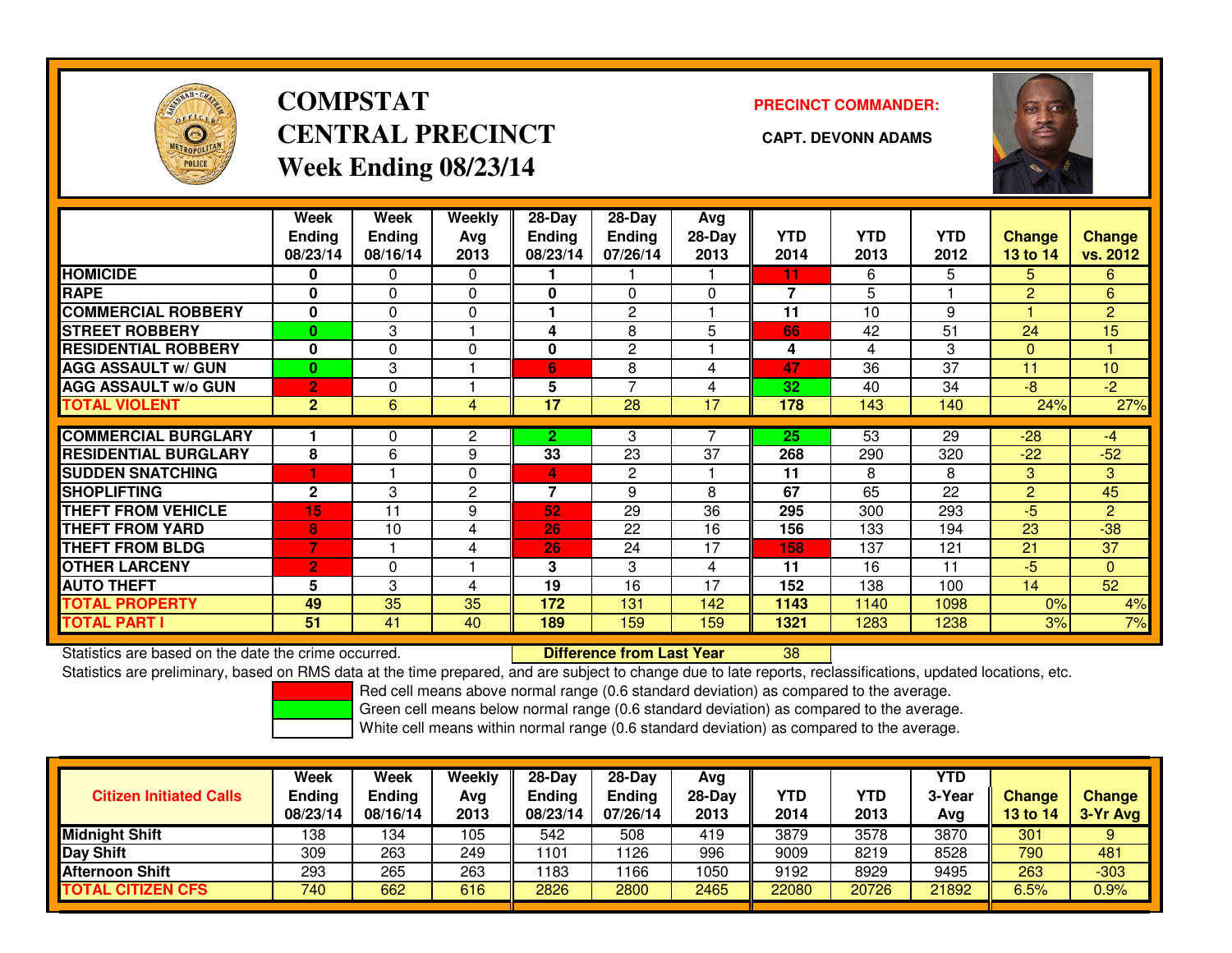# COMPSTAT
# CENTRAL PRECINCT
## Week Ending 08/23/14

**PRECINCT COMMANDER:**

**CAPT. DEVONN ADAMS**

| | Week Ending 08/23/14 | Week Ending 08/16/14 | Weekly Avg 2013 | 28-Day Ending 08/23/14 | 28-Day Ending 07/26/14 | Avg 28-Day 2013 | YTD 2014 | YTD 2013 | YTD 2012 | Change 13 to 14 | Change vs. 2012 |
|---|---|---|---|---|---|---|---|---|---|---|---|
| HOMICIDE | 0 | 0 | 0 | 1 | 1 | 1 | 11 | 6 | 5 | 5 | 6 |
| RAPE | 0 | 0 | 0 | 0 | 0 | 0 | 7 | 5 | 1 | 2 | 6 |
| COMMERCIAL ROBBERY | 0 | 0 | 0 | 1 | 2 | 1 | 11 | 10 | 9 | 1 | 2 |
| STREET ROBBERY | 0 | 3 | 1 | 4 | 8 | 5 | 66 | 42 | 51 | 24 | 15 |
| RESIDENTIAL ROBBERY | 0 | 0 | 0 | 0 | 2 | 1 | 4 | 4 | 3 | 0 | 1 |
| AGG ASSAULT w/ GUN | 0 | 3 | 1 | 6 | 8 | 4 | 47 | 36 | 37 | 11 | 10 |
| AGG ASSAULT w/o GUN | 2 | 0 | 1 | 5 | 7 | 4 | 32 | 40 | 34 | -8 | -2 |
| TOTAL VIOLENT | 2 | 6 | 4 | 17 | 28 | 17 | 178 | 143 | 140 | 24% | 27% |
| COMMERCIAL BURGLARY | 1 | 0 | 2 | 2 | 3 | 7 | 25 | 53 | 29 | -28 | -4 |
| RESIDENTIAL BURGLARY | 8 | 6 | 9 | 33 | 23 | 37 | 268 | 290 | 320 | -22 | -52 |
| SUDDEN SNATCHING | 1 | 1 | 0 | 4 | 2 | 1 | 11 | 8 | 8 | 3 | 3 |
| SHOPLIFTING | 2 | 3 | 2 | 7 | 9 | 8 | 67 | 65 | 22 | 2 | 45 |
| THEFT FROM VEHICLE | 15 | 11 | 9 | 52 | 29 | 36 | 295 | 300 | 293 | -5 | 2 |
| THEFT FROM YARD | 8 | 10 | 4 | 26 | 22 | 16 | 156 | 133 | 194 | 23 | -38 |
| THEFT FROM BLDG | 7 | 1 | 4 | 26 | 24 | 17 | 158 | 137 | 121 | 21 | 37 |
| OTHER LARCENY | 2 | 0 | 1 | 3 | 3 | 4 | 11 | 16 | 11 | -5 | 0 |
| AUTO THEFT | 5 | 3 | 4 | 19 | 16 | 17 | 152 | 138 | 100 | 14 | 52 |
| TOTAL PROPERTY | 49 | 35 | 35 | 172 | 131 | 142 | 1143 | 1140 | 1098 | 0% | 4% |
| TOTAL PART I | 51 | 41 | 40 | 189 | 159 | 159 | 1321 | 1283 | 1238 | 3% | 7% |

Statistics are based on the date the crime occurred. **Difference from Last Year** 38

Statistics are preliminary, based on RMS data at the time prepared, and are subject to change due to late reports, reclassifications, updated locations, etc.

Red cell means above normal range (0.6 standard deviation) as compared to the average.
Green cell means below normal range (0.6 standard deviation) as compared to the average.
White cell means within normal range (0.6 standard deviation) as compared to the average.

| Citizen Initiated Calls | Week Ending 08/23/14 | Week Ending 08/16/14 | Weekly Avg 2013 | 28-Day Ending 08/23/14 | 28-Day Ending 07/26/14 | Avg 28-Day 2013 | YTD 2014 | YTD 2013 | YTD 3-Year Avg | Change 13 to 14 | Change 3-Yr Avg |
|---|---|---|---|---|---|---|---|---|---|---|---|
| Midnight Shift | 138 | 134 | 105 | 542 | 508 | 419 | 3879 | 3578 | 3870 | 301 | 9 |
| Day Shift | 309 | 263 | 249 | 1101 | 1126 | 996 | 9009 | 8219 | 8528 | 790 | 481 |
| Afternoon Shift | 293 | 265 | 263 | 1183 | 1166 | 1050 | 9192 | 8929 | 9495 | 263 | -303 |
| TOTAL CITIZEN CFS | 740 | 662 | 616 | 2826 | 2800 | 2465 | 22080 | 20726 | 21892 | 6.5% | 0.9% |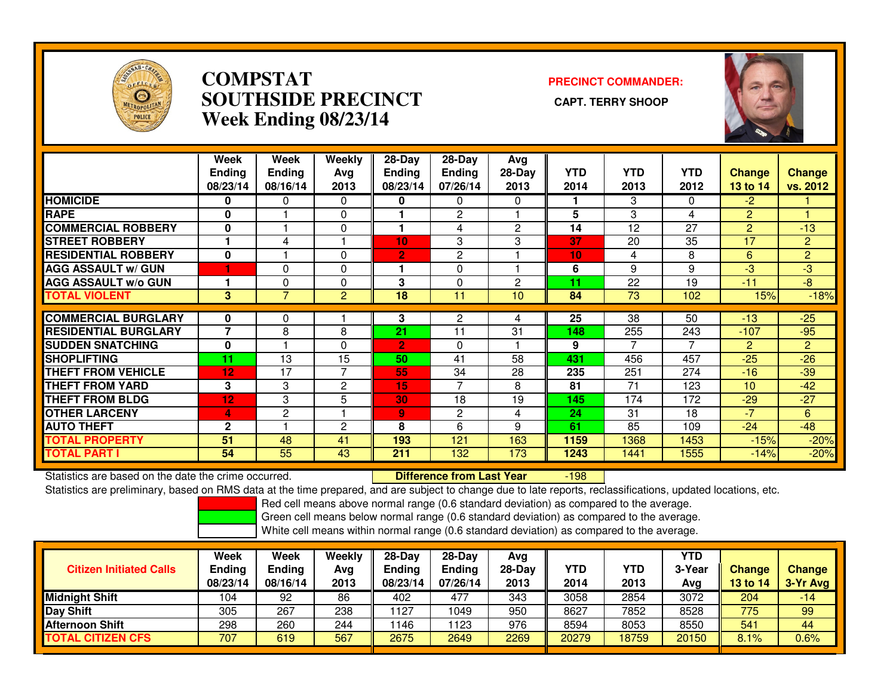# COMPSTAT
# SOUTHSIDE PRECINCT
# Week Ending 08/23/14

**PRECINCT COMMANDER:**

**CAPT. TERRY SHOOP**

| | Week Ending 08/23/14 | Week Ending 08/16/14 | Weekly Avg 2013 | 28-Day Ending 08/23/14 | 28-Day Ending 07/26/14 | Avg 28-Day 2013 | YTD 2014 | YTD 2013 | YTD 2012 | Change 13 to 14 | Change vs. 2012 |
|---|---|---|---|---|---|---|---|---|---|---|---|
| HOMICIDE | 0 | 0 | 0 | 0 | 0 | 0 | 1 | 3 | 0 | -2 | 1 |
| RAPE | 0 | 1 | 0 | 1 | 2 | 1 | 5 | 3 | 4 | 2 | 1 |
| COMMERCIAL ROBBERY | 0 | 1 | 0 | 1 | 4 | 2 | 14 | 12 | 27 | 2 | -13 |
| STREET ROBBERY | 1 | 4 | 1 | 10 | 3 | 3 | 37 | 20 | 35 | 17 | 2 |
| RESIDENTIAL ROBBERY | 0 | 1 | 0 | 2 | 2 | 1 | 10 | 4 | 8 | 6 | 2 |
| AGG ASSAULT w/ GUN | 1 | 0 | 0 | 1 | 0 | 1 | 6 | 9 | 9 | -3 | -3 |
| AGG ASSAULT w/o GUN | 1 | 0 | 0 | 3 | 0 | 2 | 11 | 22 | 19 | -11 | -8 |
| TOTAL VIOLENT | 3 | 7 | 2 | 18 | 11 | 10 | 84 | 73 | 102 | 15% | -18% |
| COMMERCIAL BURGLARY | 0 | 0 | 1 | 3 | 2 | 4 | 25 | 38 | 50 | -13 | -25 |
| RESIDENTIAL BURGLARY | 7 | 8 | 8 | 21 | 11 | 31 | 148 | 255 | 243 | -107 | -95 |
| SUDDEN SNATCHING | 0 | 1 | 0 | 2 | 0 | 1 | 9 | 7 | 7 | 2 | 2 |
| SHOPLIFTING | 11 | 13 | 15 | 50 | 41 | 58 | 431 | 456 | 457 | -25 | -26 |
| THEFT FROM VEHICLE | 12 | 17 | 7 | 55 | 34 | 28 | 235 | 251 | 274 | -16 | -39 |
| THEFT FROM YARD | 3 | 3 | 2 | 15 | 7 | 8 | 81 | 71 | 123 | 10 | -42 |
| THEFT FROM BLDG | 12 | 3 | 5 | 30 | 18 | 19 | 145 | 174 | 172 | -29 | -27 |
| OTHER LARCENY | 4 | 2 | 1 | 9 | 2 | 4 | 24 | 31 | 18 | -7 | 6 |
| AUTO THEFT | 2 | 1 | 2 | 8 | 6 | 9 | 61 | 85 | 109 | -24 | -48 |
| TOTAL PROPERTY | 51 | 48 | 41 | 193 | 121 | 163 | 1159 | 1368 | 1453 | -15% | -20% |
| TOTAL PART I | 54 | 55 | 43 | 211 | 132 | 173 | 1243 | 1441 | 1555 | -14% | -20% |

Statistics are based on the date the crime occurred. **Difference from Last Year** -198

Statistics are preliminary, based on RMS data at the time prepared, and are subject to change due to late reports, reclassifications, updated locations, etc.

Red cell means above normal range (0.6 standard deviation) as compared to the average.
Green cell means below normal range (0.6 standard deviation) as compared to the average.
White cell means within normal range (0.6 standard deviation) as compared to the average.

| Citizen Initiated Calls | Week Ending 08/23/14 | Week Ending 08/16/14 | Weekly Avg 2013 | 28-Day Ending 08/23/14 | 28-Day Ending 07/26/14 | Avg 28-Day 2013 | YTD 2014 | YTD 2013 | YTD 3-Year Avg | Change 13 to 14 | Change 3-Yr Avg |
|---|---|---|---|---|---|---|---|---|---|---|---|
| Midnight Shift | 104 | 92 | 86 | 402 | 477 | 343 | 3058 | 2854 | 3072 | 204 | -14 |
| Day Shift | 305 | 267 | 238 | 1127 | 1049 | 950 | 8627 | 7852 | 8528 | 775 | 99 |
| Afternoon Shift | 298 | 260 | 244 | 1146 | 1123 | 976 | 8594 | 8053 | 8550 | 541 | 44 |
| TOTAL CITIZEN CFS | 707 | 619 | 567 | 2675 | 2649 | 2269 | 20279 | 18759 | 20150 | 8.1% | 0.6% |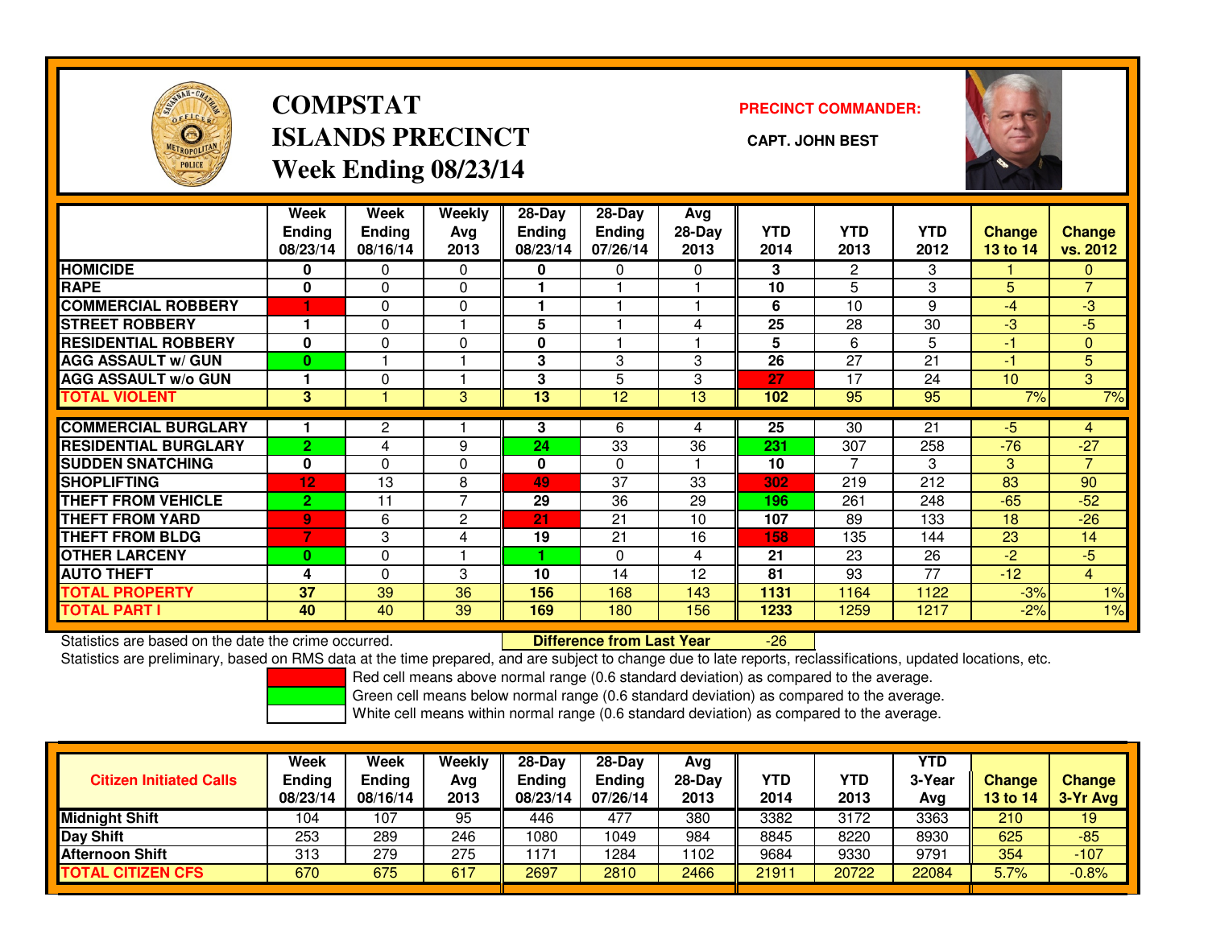# COMPSTAT
# ISLANDS PRECINCT
# Week Ending 08/23/14

**PRECINCT COMMANDER:**

**CAPT. JOHN BEST**

| | Week Ending 08/23/14 | Week Ending 08/16/14 | Weekly Avg 2013 | 28-Day Ending 08/23/14 | 28-Day Ending 07/26/14 | Avg 28-Day 2013 | YTD 2014 | YTD 2013 | YTD 2012 | Change 13 to 14 | Change vs. 2012 |
|---|---|---|---|---|---|---|---|---|---|---|---|
| HOMICIDE | 0 | 0 | 0 | 0 | 0 | 0 | 3 | 2 | 3 | 1 | 0 |
| RAPE | 0 | 0 | 0 | 1 | 1 | 1 | 10 | 5 | 3 | 5 | 7 |
| COMMERCIAL ROBBERY | 1 | 0 | 0 | 1 | 1 | 1 | 6 | 10 | 9 | -4 | -3 |
| STREET ROBBERY | 1 | 0 | 1 | 5 | 1 | 4 | 25 | 28 | 30 | -3 | -5 |
| RESIDENTIAL ROBBERY | 0 | 0 | 0 | 0 | 1 | 1 | 5 | 6 | 5 | -1 | 0 |
| AGG ASSAULT w/ GUN | 0 | 1 | 1 | 3 | 3 | 3 | 26 | 27 | 21 | -1 | 5 |
| AGG ASSAULT w/o GUN | 1 | 0 | 1 | 3 | 5 | 3 | 27 | 17 | 24 | 10 | 3 |
| TOTAL VIOLENT | 3 | 1 | 3 | 13 | 12 | 13 | 102 | 95 | 95 | 7% | 7% |
| COMMERCIAL BURGLARY | 1 | 2 | 1 | 3 | 6 | 4 | 25 | 30 | 21 | -5 | 4 |
| RESIDENTIAL BURGLARY | 2 | 4 | 9 | 24 | 33 | 36 | 231 | 307 | 258 | -76 | -27 |
| SUDDEN SNATCHING | 0 | 0 | 0 | 0 | 0 | 1 | 10 | 7 | 3 | 3 | 7 |
| SHOPLIFTING | 12 | 13 | 8 | 49 | 37 | 33 | 302 | 219 | 212 | 83 | 90 |
| THEFT FROM VEHICLE | 2 | 11 | 7 | 29 | 36 | 29 | 196 | 261 | 248 | -65 | -52 |
| THEFT FROM YARD | 9 | 6 | 2 | 21 | 21 | 10 | 107 | 89 | 133 | 18 | -26 |
| THEFT FROM BLDG | 7 | 3 | 4 | 19 | 21 | 16 | 158 | 135 | 144 | 23 | 14 |
| OTHER LARCENY | 0 | 0 | 1 | 1 | 0 | 4 | 21 | 23 | 26 | -2 | -5 |
| AUTO THEFT | 4 | 0 | 3 | 10 | 14 | 12 | 81 | 93 | 77 | -12 | 4 |
| TOTAL PROPERTY | 37 | 39 | 36 | 156 | 168 | 143 | 1131 | 1164 | 1122 | -3% | 1% |
| TOTAL PART I | 40 | 40 | 39 | 169 | 180 | 156 | 1233 | 1259 | 1217 | -2% | 1% |

Statistics are based on the date the crime occurred. **Difference from Last Year** -26

Statistics are preliminary, based on RMS data at the time prepared, and are subject to change due to late reports, reclassifications, updated locations, etc.

Red cell means above normal range (0.6 standard deviation) as compared to the average.

Green cell means below normal range (0.6 standard deviation) as compared to the average.

White cell means within normal range (0.6 standard deviation) as compared to the average.

| Citizen Initiated Calls | Week Ending 08/23/14 | Week Ending 08/16/14 | Weekly Avg 2013 | 28-Day Ending 08/23/14 | 28-Day Ending 07/26/14 | Avg 28-Day 2013 | YTD 2014 | YTD 2013 | YTD 3-Year Avg | Change 13 to 14 | Change 3-Yr Avg |
|---|---|---|---|---|---|---|---|---|---|---|---|
| Midnight Shift | 104 | 107 | 95 | 446 | 477 | 380 | 3382 | 3172 | 3363 | 210 | 19 |
| Day Shift | 253 | 289 | 246 | 1080 | 1049 | 984 | 8845 | 8220 | 8930 | 625 | -85 |
| Afternoon Shift | 313 | 279 | 275 | 1171 | 1284 | 1102 | 9684 | 9330 | 9791 | 354 | -107 |
| TOTAL CITIZEN CFS | 670 | 675 | 617 | 2697 | 2810 | 2466 | 21911 | 20722 | 22084 | 5.7% | -0.8% |